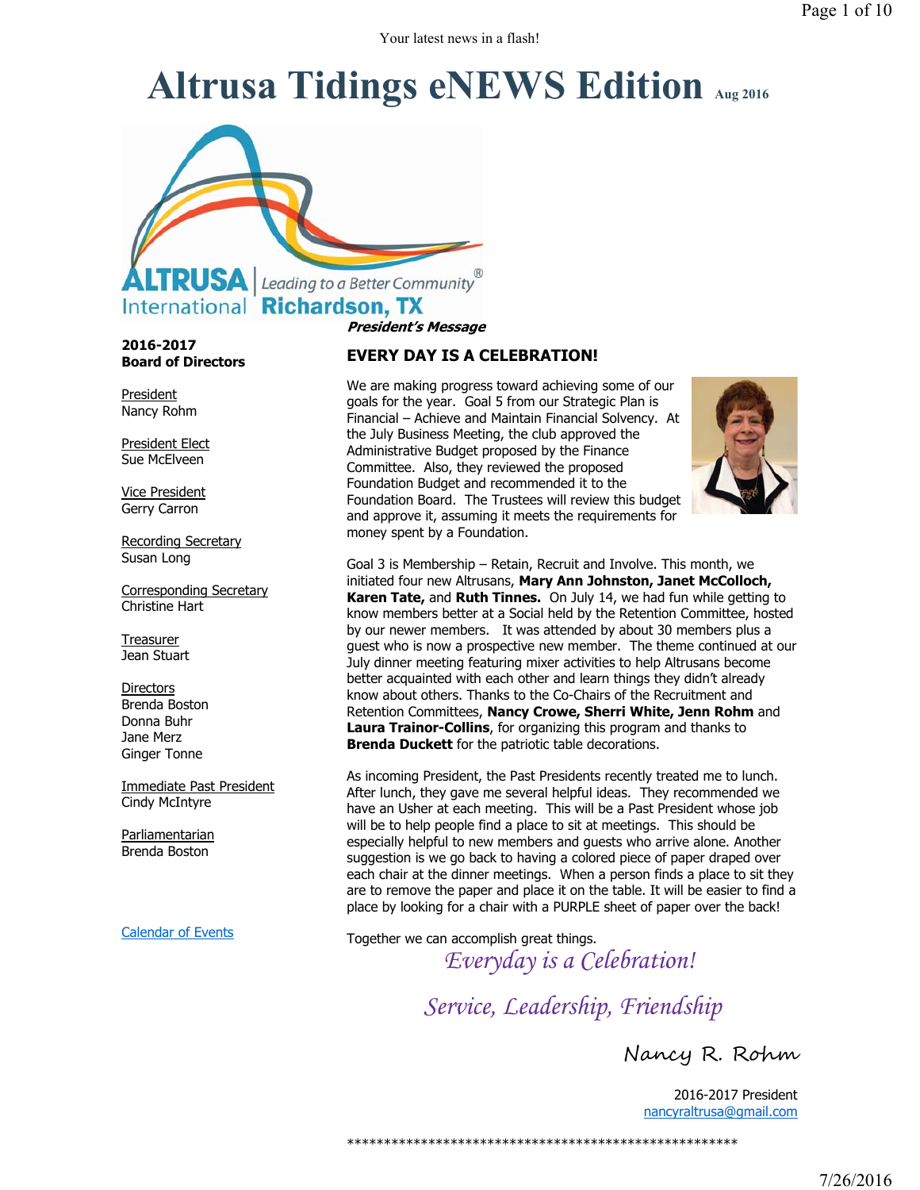Your latest news in a flash!

# Altrusa Tidings eNEWS Edition Aug 2016

ALTRUSA International | Leading to a Better Community® Richardson, TX

**2016-2017 Board of Directors**

President
Nancy Rohm

President Elect
Sue McElveen

Vice President
Gerry Carron

Recording Secretary
Susan Long

Corresponding Secretary
Christine Hart

Treasurer
Jean Stuart

Directors
Brenda Boston
Donna Buhr
Jane Merz
Ginger Tonne

Immediate Past President
Cindy McIntyre

Parliamentarian
Brenda Boston

[Calendar of Events]

***President's Message***

## EVERY DAY IS A CELEBRATION!

We are making progress toward achieving some of our goals for the year. Goal 5 from our Strategic Plan is Financial – Achieve and Maintain Financial Solvency. At the July Business Meeting, the club approved the Administrative Budget proposed by the Finance Committee. Also, they reviewed the proposed Foundation Budget and recommended it to the Foundation Board. The Trustees will review this budget and approve it, assuming it meets the requirements for money spent by a Foundation.

Goal 3 is Membership – Retain, Recruit and Involve. This month, we initiated four new Altrusans, **Mary Ann Johnston, Janet McColloch, Karen Tate,** and **Ruth Tinnes.** On July 14, we had fun while getting to know members better at a Social held by the Retention Committee, hosted by our newer members. It was attended by about 30 members plus a guest who is now a prospective new member. The theme continued at our July dinner meeting featuring mixer activities to help Altrusans become better acquainted with each other and learn things they didn't already know about others. Thanks to the Co-Chairs of the Recruitment and Retention Committees, **Nancy Crowe, Sherri White, Jenn Rohm** and **Laura Trainor-Collins**, for organizing this program and thanks to **Brenda Duckett** for the patriotic table decorations.

As incoming President, the Past Presidents recently treated me to lunch. After lunch, they gave me several helpful ideas. They recommended we have an Usher at each meeting. This will be a Past President whose job will be to help people find a place to sit at meetings. This should be especially helpful to new members and guests who arrive alone. Another suggestion is we go back to having a colored piece of paper draped over each chair at the dinner meetings. When a person finds a place to sit they are to remove the paper and place it on the table. It will be easier to find a place by looking for a chair with a PURPLE sheet of paper over the back!

Together we can accomplish great things.

*Everyday is a Celebration!*

*Service, Leadership, Friendship*

Nancy R. Rohm

2016-2017 President
nancyraltrusa@gmail.com

*****************************************************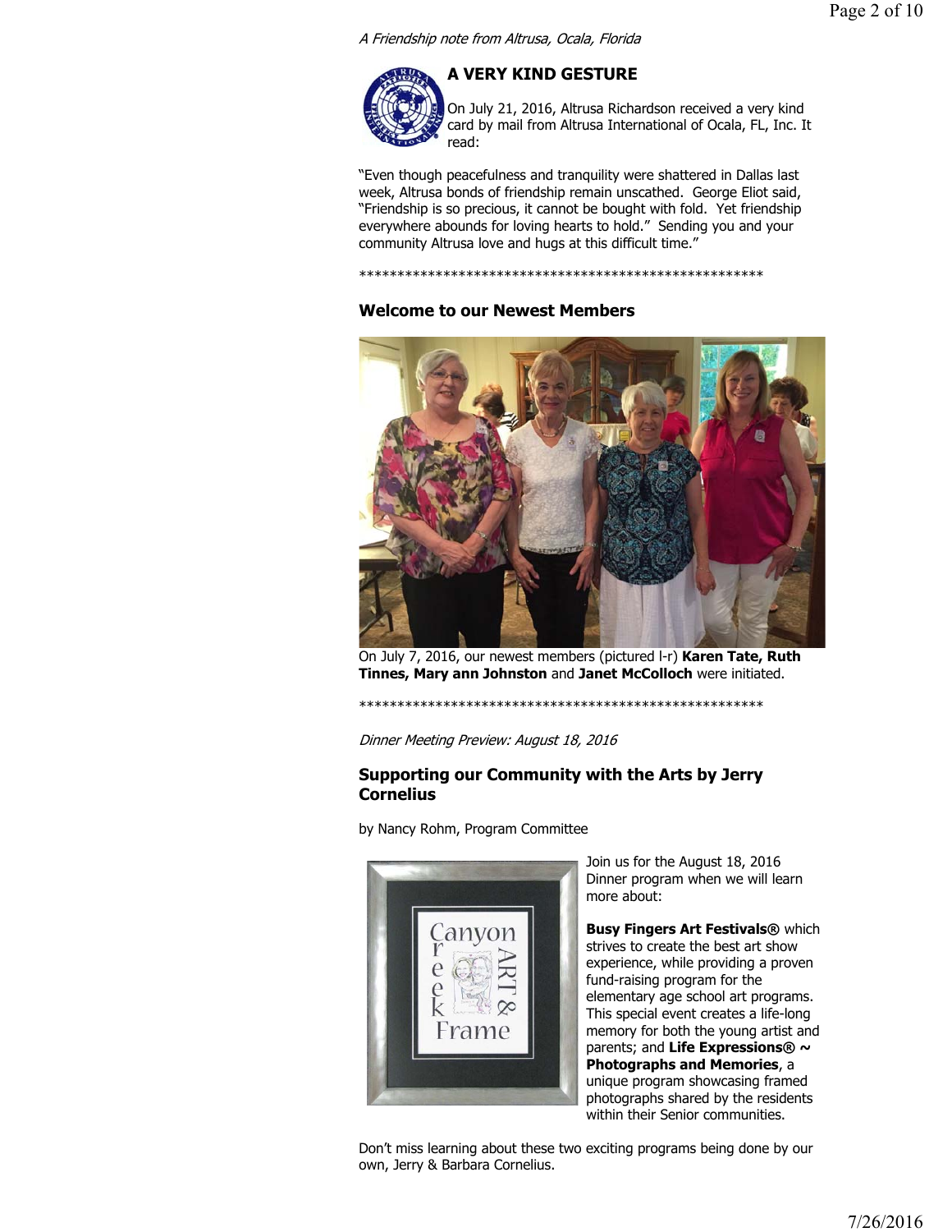*A Friendship note from Altrusa, Ocala, Florida*

## A VERY KIND GESTURE

On July 21, 2016, Altrusa Richardson received a very kind card by mail from Altrusa International of Ocala, FL, Inc. It read:

"Even though peacefulness and tranquility were shattered in Dallas last week, Altrusa bonds of friendship remain unscathed. George Eliot said, "Friendship is so precious, it cannot be bought with fold. Yet friendship everywhere abounds for loving hearts to hold." Sending you and your community Altrusa love and hugs at this difficult time."

******************************************************

## Welcome to our Newest Members

On July 7, 2016, our newest members (pictured l-r) **Karen Tate, Ruth Tinnes, Mary ann Johnston** and **Janet McColloch** were initiated.

******************************************************

*Dinner Meeting Preview: August 18, 2016*

## Supporting our Community with the Arts by Jerry Cornelius

by Nancy Rohm, Program Committee

Canyon Creek ART & Frame

Join us for the August 18, 2016 Dinner program when we will learn more about:

**Busy Fingers Art Festivals®** which strives to create the best art show experience, while providing a proven fund-raising program for the elementary age school art programs. This special event creates a life-long memory for both the young artist and parents; and **Life Expressions® ~ Photographs and Memories**, a unique program showcasing framed photographs shared by the residents within their Senior communities.

Don't miss learning about these two exciting programs being done by our own, Jerry & Barbara Cornelius.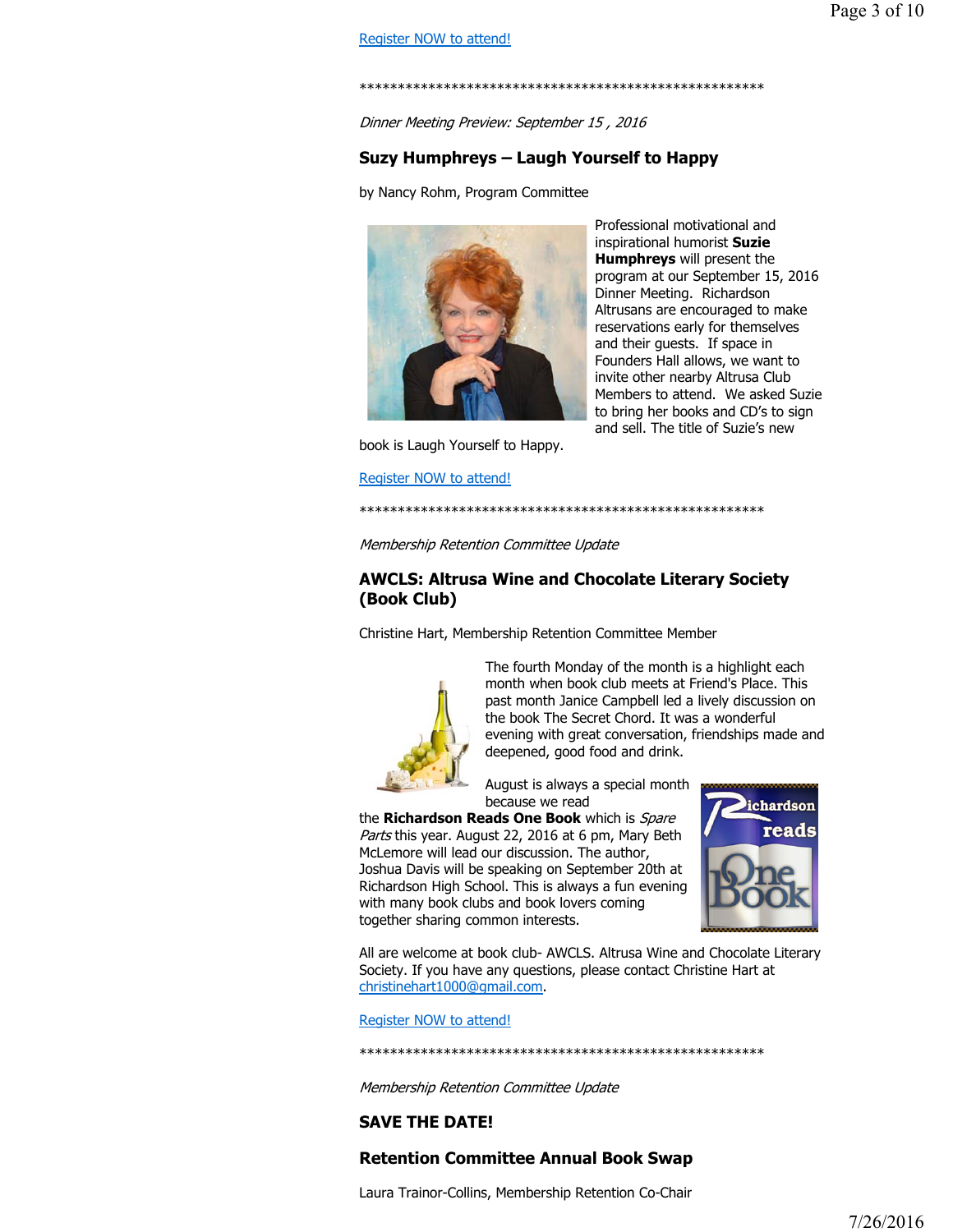[Register NOW to attend!](#)

\*\*\*\*\*\*\*\*\*\*\*\*\*\*\*\*\*\*\*\*\*\*\*\*\*\*\*\*\*\*\*\*\*\*\*\*\*\*\*\*\*\*\*\*\*\*\*\*\*\*\*\*\*\*

*Dinner Meeting Preview: September 15 , 2016*

### Suzy Humphreys – Laugh Yourself to Happy

by Nancy Rohm, Program Committee

Professional motivational and inspirational humorist **Suzie Humphreys** will present the program at our September 15, 2016 Dinner Meeting. Richardson Altrusans are encouraged to make reservations early for themselves and their guests. If space in Founders Hall allows, we want to invite other nearby Altrusa Club Members to attend. We asked Suzie to bring her books and CD's to sign and sell. The title of Suzie's new book is Laugh Yourself to Happy.

[Register NOW to attend!](#)

\*\*\*\*\*\*\*\*\*\*\*\*\*\*\*\*\*\*\*\*\*\*\*\*\*\*\*\*\*\*\*\*\*\*\*\*\*\*\*\*\*\*\*\*\*\*\*\*\*\*\*\*\*\*

*Membership Retention Committee Update*

### AWCLS: Altrusa Wine and Chocolate Literary Society (Book Club)

Christine Hart, Membership Retention Committee Member

The fourth Monday of the month is a highlight each month when book club meets at Friend's Place. This past month Janice Campbell led a lively discussion on the book The Secret Chord. It was a wonderful evening with great conversation, friendships made and deepened, good food and drink.

August is always a special month because we read the **Richardson Reads One Book** which is *Spare Parts* this year. August 22, 2016 at 6 pm, Mary Beth McLemore will lead our discussion. The author, Joshua Davis will be speaking on September 20th at Richardson High School. This is always a fun evening with many book clubs and book lovers coming together sharing common interests.

All are welcome at book club- AWCLS. Altrusa Wine and Chocolate Literary Society. If you have any questions, please contact Christine Hart at christinehart1000@gmail.com.

[Register NOW to attend!](#)

\*\*\*\*\*\*\*\*\*\*\*\*\*\*\*\*\*\*\*\*\*\*\*\*\*\*\*\*\*\*\*\*\*\*\*\*\*\*\*\*\*\*\*\*\*\*\*\*\*\*\*\*\*\*

*Membership Retention Committee Update*

### SAVE THE DATE!

### Retention Committee Annual Book Swap

Laura Trainor-Collins, Membership Retention Co-Chair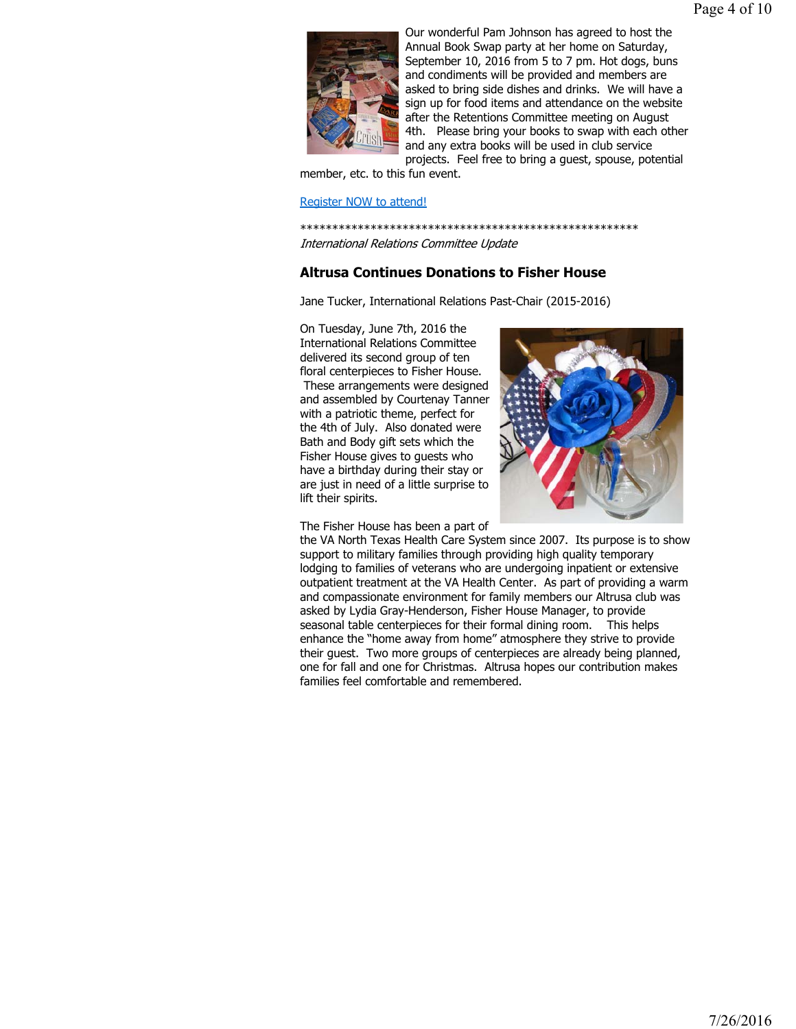Our wonderful Pam Johnson has agreed to host the Annual Book Swap party at her home on Saturday, September 10, 2016 from 5 to 7 pm. Hot dogs, buns and condiments will be provided and members are asked to bring side dishes and drinks. We will have a sign up for food items and attendance on the website after the Retentions Committee meeting on August 4th. Please bring your books to swap with each other and any extra books will be used in club service projects. Feel free to bring a guest, spouse, potential member, etc. to this fun event.

Register NOW to attend!

*****************************************************

*International Relations Committee Update*

### Altrusa Continues Donations to Fisher House

Jane Tucker, International Relations Past-Chair (2015-2016)

On Tuesday, June 7th, 2016 the International Relations Committee delivered its second group of ten floral centerpieces to Fisher House. These arrangements were designed and assembled by Courtenay Tanner with a patriotic theme, perfect for the 4th of July. Also donated were Bath and Body gift sets which the Fisher House gives to guests who have a birthday during their stay or are just in need of a little surprise to lift their spirits.

The Fisher House has been a part of the VA North Texas Health Care System since 2007. Its purpose is to show support to military families through providing high quality temporary lodging to families of veterans who are undergoing inpatient or extensive outpatient treatment at the VA Health Center. As part of providing a warm and compassionate environment for family members our Altrusa club was asked by Lydia Gray-Henderson, Fisher House Manager, to provide seasonal table centerpieces for their formal dining room. This helps enhance the "home away from home" atmosphere they strive to provide their guest. Two more groups of centerpieces are already being planned, one for fall and one for Christmas. Altrusa hopes our contribution makes families feel comfortable and remembered.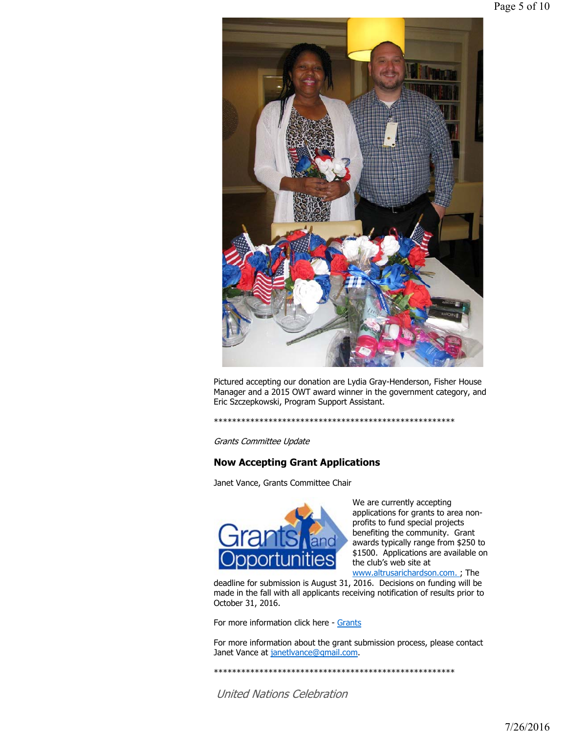Pictured accepting our donation are Lydia Gray-Henderson, Fisher House Manager and a 2015 OWT award winner in the government category, and Eric Szczepkowski, Program Support Assistant.

*****************************************************

*Grants Committee Update*

## Now Accepting Grant Applications

Janet Vance, Grants Committee Chair

We are currently accepting applications for grants to area non-profits to fund special projects benefiting the community. Grant awards typically range from $250 to $1500. Applications are available on the club's web site at www.altrusarichardson.com. ; The deadline for submission is August 31, 2016. Decisions on funding will be made in the fall with all applicants receiving notification of results prior to October 31, 2016.

For more information click here - Grants

For more information about the grant submission process, please contact Janet Vance at janetlvance@gmail.com.

*****************************************************

*United Nations Celebration*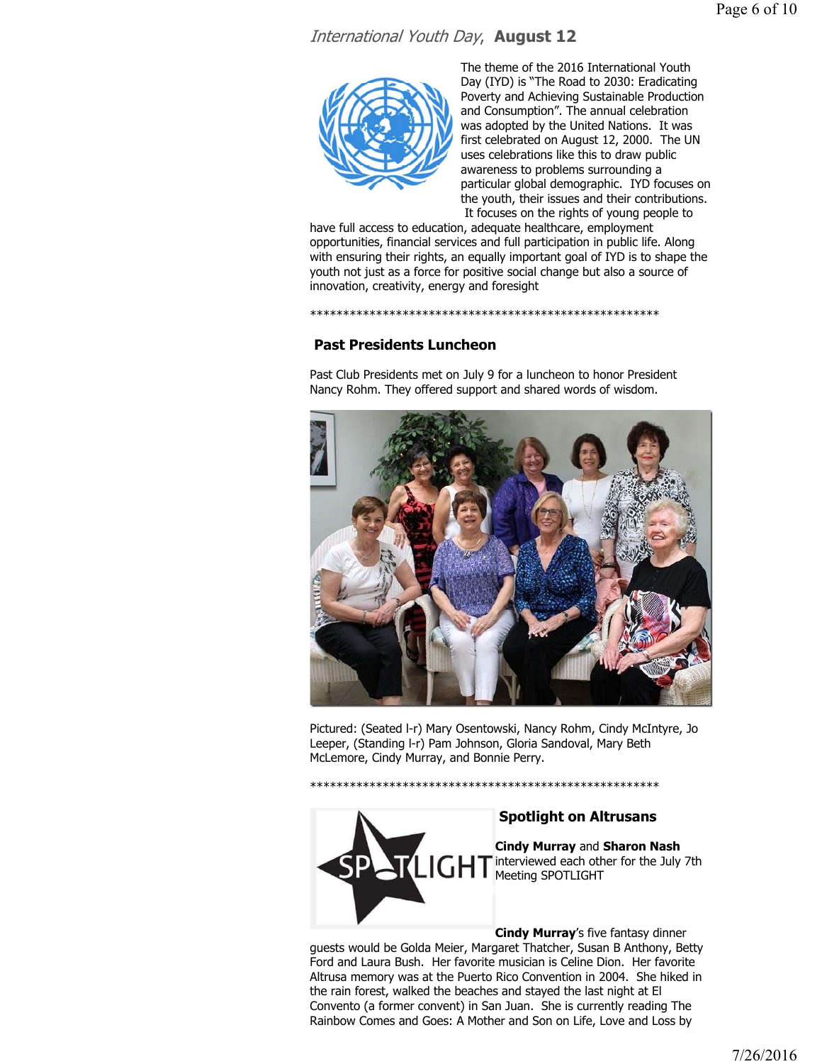## *International Youth Day*, **August 12**

The theme of the 2016 International Youth Day (IYD) is "The Road to 2030: Eradicating Poverty and Achieving Sustainable Production and Consumption". The annual celebration was adopted by the United Nations. It was first celebrated on August 12, 2000. The UN uses celebrations like this to draw public awareness to problems surrounding a particular global demographic. IYD focuses on the youth, their issues and their contributions. It focuses on the rights of young people to have full access to education, adequate healthcare, employment opportunities, financial services and full participation in public life. Along with ensuring their rights, an equally important goal of IYD is to shape the youth not just as a force for positive social change but also a source of innovation, creativity, energy and foresight

\*\*\*\*\*\*\*\*\*\*\*\*\*\*\*\*\*\*\*\*\*\*\*\*\*\*\*\*\*\*\*\*\*\*\*\*\*\*\*\*\*\*\*\*\*\*\*\*\*\*\*\*\*\*\*\*

## Past Presidents Luncheon

Past Club Presidents met on July 9 for a luncheon to honor President Nancy Rohm. They offered support and shared words of wisdom.

Pictured: (Seated l-r) Mary Osentowski, Nancy Rohm, Cindy McIntyre, Jo Leeper, (Standing l-r) Pam Johnson, Gloria Sandoval, Mary Beth McLemore, Cindy Murray, and Bonnie Perry.

\*\*\*\*\*\*\*\*\*\*\*\*\*\*\*\*\*\*\*\*\*\*\*\*\*\*\*\*\*\*\*\*\*\*\*\*\*\*\*\*\*\*\*\*\*\*\*\*\*\*\*\*\*\*\*\*

## Spotlight on Altrusans

**Cindy Murray** and **Sharon Nash** interviewed each other for the July 7th Meeting SPOTLIGHT

**Cindy Murray**'s five fantasy dinner guests would be Golda Meier, Margaret Thatcher, Susan B Anthony, Betty Ford and Laura Bush. Her favorite musician is Celine Dion. Her favorite Altrusa memory was at the Puerto Rico Convention in 2004. She hiked in the rain forest, walked the beaches and stayed the last night at El Convento (a former convent) in San Juan. She is currently reading The Rainbow Comes and Goes: A Mother and Son on Life, Love and Loss by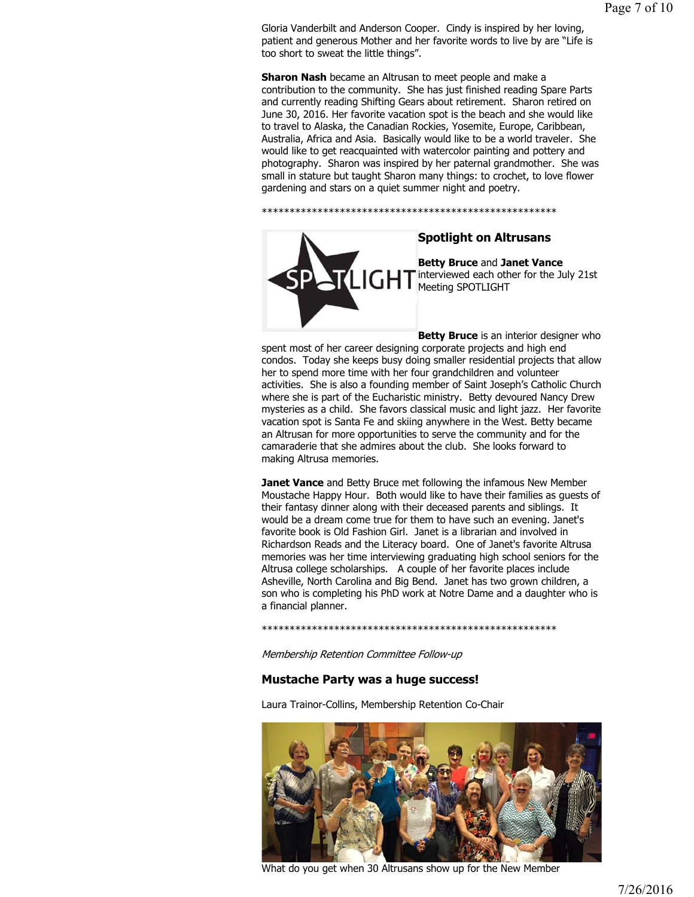Gloria Vanderbilt and Anderson Cooper.  Cindy is inspired by her loving, patient and generous Mother and her favorite words to live by are "Life is too short to sweat the little things".

**Sharon Nash** became an Altrusan to meet people and make a contribution to the community.  She has just finished reading Spare Parts and currently reading Shifting Gears about retirement.  Sharon retired on June 30, 2016. Her favorite vacation spot is the beach and she would like to travel to Alaska, the Canadian Rockies, Yosemite, Europe, Caribbean, Australia, Africa and Asia.  Basically would like to be a world traveler.  She would like to get reacquainted with watercolor painting and pottery and photography.  Sharon was inspired by her paternal grandmother.  She was small in stature but taught Sharon many things: to crochet, to love flower gardening and stars on a quiet summer night and poetry.

\*\*\*\*\*\*\*\*\*\*\*\*\*\*\*\*\*\*\*\*\*\*\*\*\*\*\*\*\*\*\*\*\*\*\*\*\*\*\*\*\*\*\*\*\*\*\*\*\*\*\*\*\*\*\*\*

## Spotlight on Altrusans

**Betty Bruce** and **Janet Vance** interviewed each other for the July 21st Meeting SPOTLIGHT

**Betty Bruce** is an interior designer who spent most of her career designing corporate projects and high end condos.  Today she keeps busy doing smaller residential projects that allow her to spend more time with her four grandchildren and volunteer activities.  She is also a founding member of Saint Joseph's Catholic Church where she is part of the Eucharistic ministry.  Betty devoured Nancy Drew mysteries as a child.  She favors classical music and light jazz.  Her favorite vacation spot is Santa Fe and skiing anywhere in the West.  Betty became an Altrusan for more opportunities to serve the community and for the camaraderie that she admires about the club.  She looks forward to making Altrusa memories.

**Janet Vance** and Betty Bruce met following the infamous New Member Moustache Happy Hour.  Both would like to have their families as guests of their fantasy dinner along with their deceased parents and siblings.  It would be a dream come true for them to have such an evening.  Janet's favorite book is Old Fashion Girl.  Janet is a librarian and involved in Richardson Reads and the Literacy board.  One of Janet's favorite Altrusa memories was her time interviewing graduating high school seniors for the Altrusa college scholarships.   A couple of her favorite places include Asheville, North Carolina and Big Bend.  Janet has two grown children, a son who is completing his PhD work at Notre Dame and a daughter who is a financial planner.

\*\*\*\*\*\*\*\*\*\*\*\*\*\*\*\*\*\*\*\*\*\*\*\*\*\*\*\*\*\*\*\*\*\*\*\*\*\*\*\*\*\*\*\*\*\*\*\*\*\*\*\*\*\*\*\*

*Membership Retention Committee Follow-up*

## Mustache Party was a huge success!

Laura Trainor-Collins, Membership Retention Co-Chair

What do you get when 30 Altrusans show up for the New Member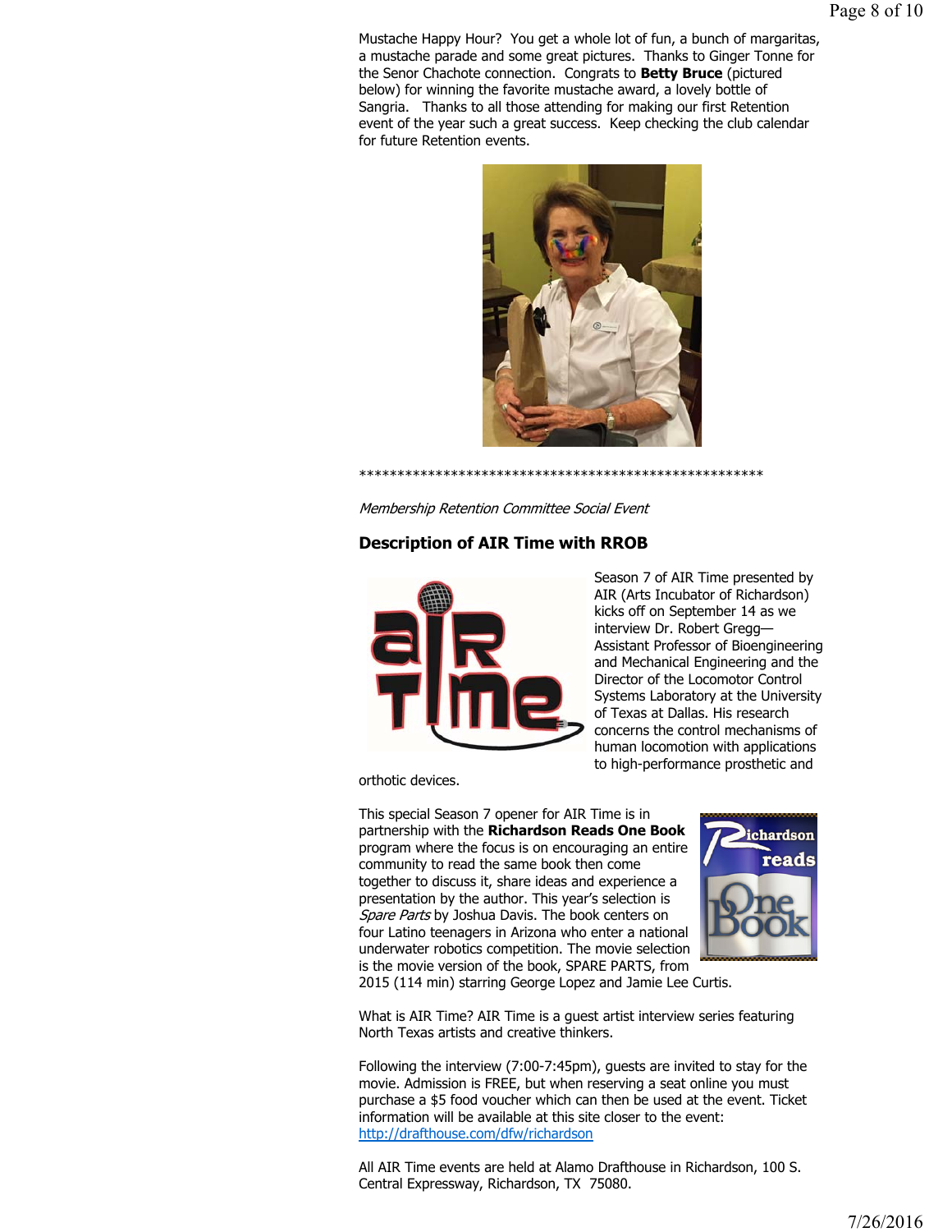Mustache Happy Hour? You get a whole lot of fun, a bunch of margaritas, a mustache parade and some great pictures. Thanks to Ginger Tonne for the Senor Chachote connection. Congrats to **Betty Bruce** (pictured below) for winning the favorite mustache award, a lovely bottle of Sangria. Thanks to all those attending for making our first Retention event of the year such a great success. Keep checking the club calendar for future Retention events.

******************************************************

*Membership Retention Committee Social Event*

### Description of AIR Time with RROB

Season 7 of AIR Time presented by AIR (Arts Incubator of Richardson) kicks off on September 14 as we interview Dr. Robert Gregg—Assistant Professor of Bioengineering and Mechanical Engineering and the Director of the Locomotor Control Systems Laboratory at the University of Texas at Dallas. His research concerns the control mechanisms of human locomotion with applications to high-performance prosthetic and orthotic devices.

This special Season 7 opener for AIR Time is in partnership with the **Richardson Reads One Book** program where the focus is on encouraging an entire community to read the same book then come together to discuss it, share ideas and experience a presentation by the author. This year's selection is *Spare Parts* by Joshua Davis. The book centers on four Latino teenagers in Arizona who enter a national underwater robotics competition. The movie selection is the movie version of the book, SPARE PARTS, from 2015 (114 min) starring George Lopez and Jamie Lee Curtis.

What is AIR Time? AIR Time is a guest artist interview series featuring North Texas artists and creative thinkers.

Following the interview (7:00-7:45pm), guests are invited to stay for the movie. Admission is FREE, but when reserving a seat online you must purchase a $5 food voucher which can then be used at the event. Ticket information will be available at this site closer to the event: http://drafthouse.com/dfw/richardson

All AIR Time events are held at Alamo Drafthouse in Richardson, 100 S. Central Expressway, Richardson, TX 75080.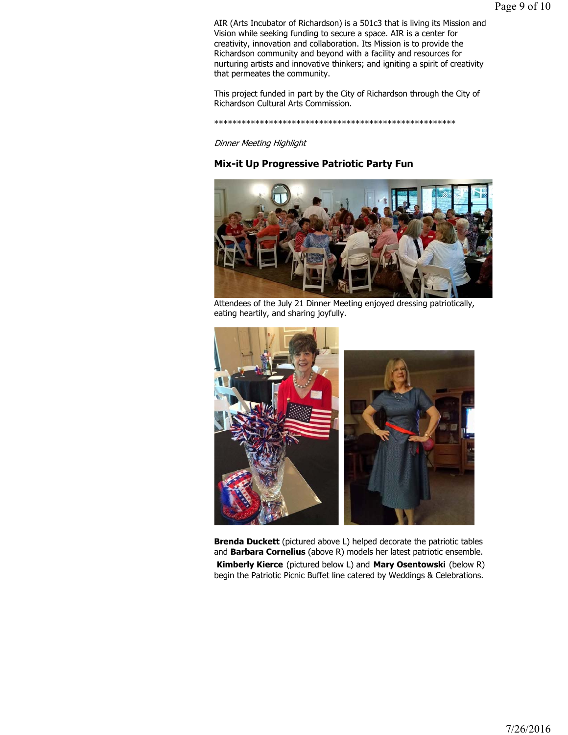AIR (Arts Incubator of Richardson) is a 501c3 that is living its Mission and Vision while seeking funding to secure a space. AIR is a center for creativity, innovation and collaboration. Its Mission is to provide the Richardson community and beyond with a facility and resources for nurturing artists and innovative thinkers; and igniting a spirit of creativity that permeates the community.

This project funded in part by the City of Richardson through the City of Richardson Cultural Arts Commission.

*****************************************************

*Dinner Meeting Highlight*

**Mix-it Up Progressive Patriotic Party Fun**

Attendees of the July 21 Dinner Meeting enjoyed dressing patriotically, eating heartily, and sharing joyfully.

**Brenda Duckett** (pictured above L) helped decorate the patriotic tables and **Barbara Cornelius** (above R) models her latest patriotic ensemble. **Kimberly Kierce** (pictured below L) and **Mary Osentowski** (below R) begin the Patriotic Picnic Buffet line catered by Weddings & Celebrations.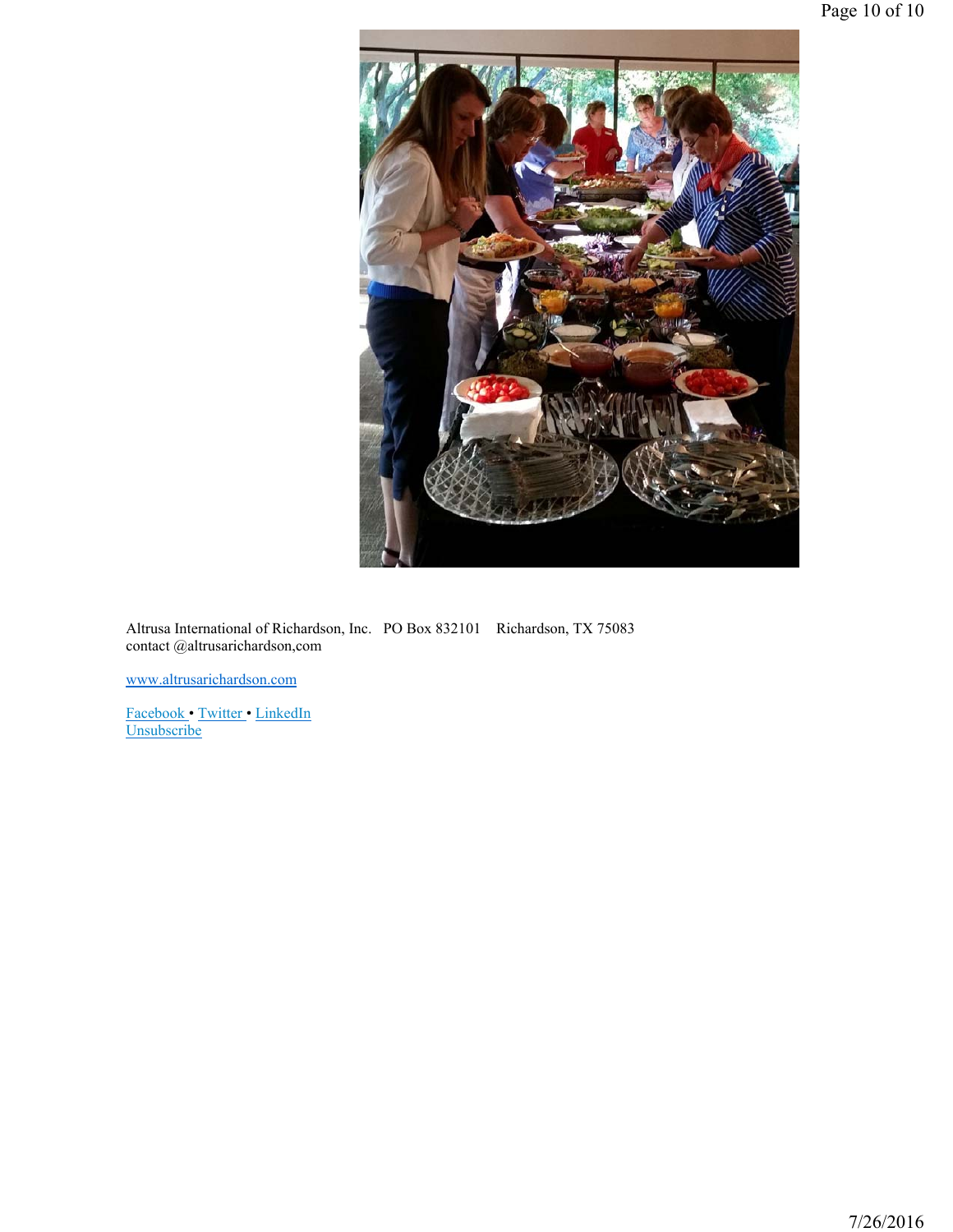Altrusa International of Richardson, Inc.   PO Box 832101    Richardson, TX 75083
contact @altrusarichardson,com

www.altrusarichardson.com

Facebook • Twitter • LinkedIn
Unsubscribe